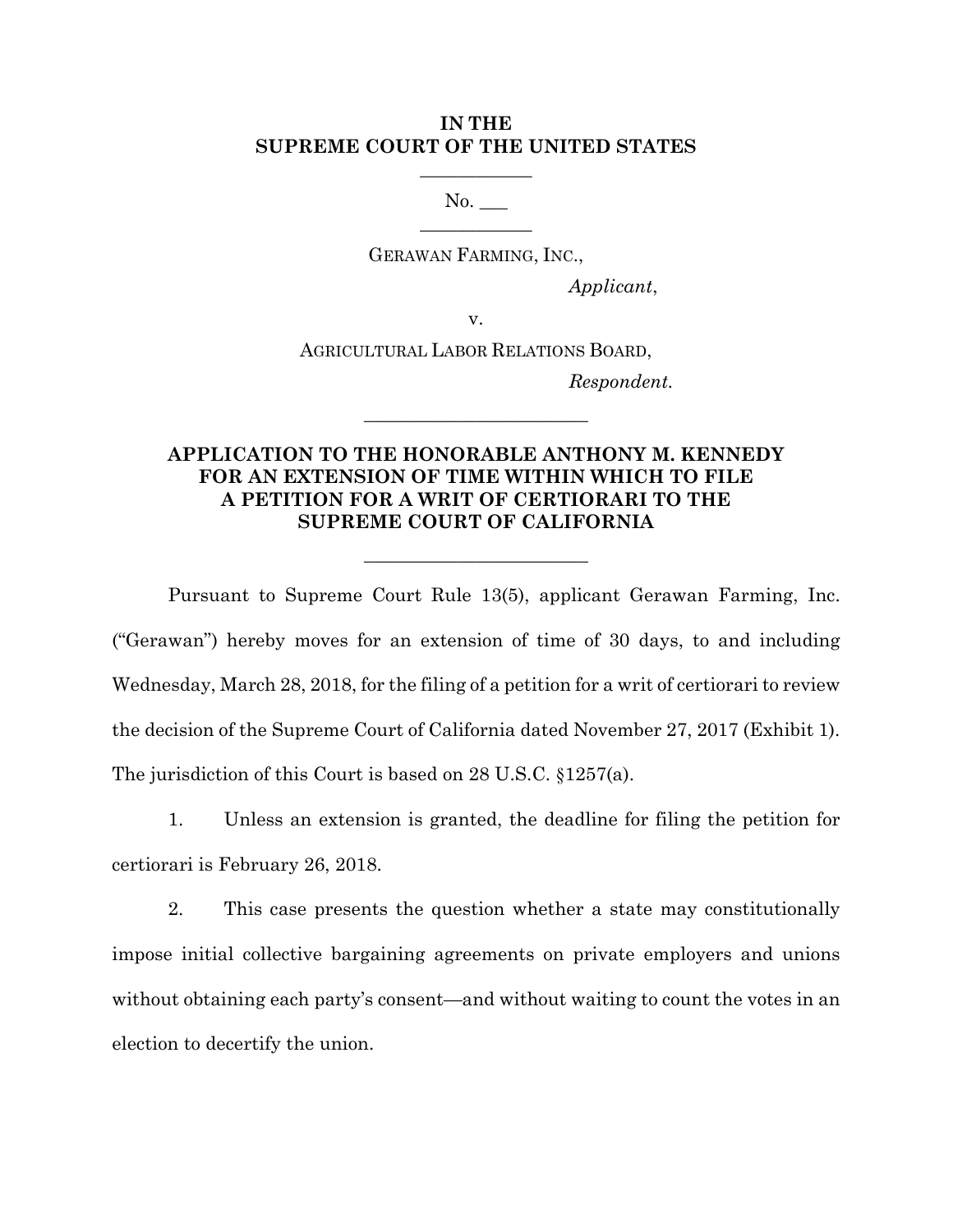**IN THE**
**SUPREME COURT OF THE UNITED STATES**

No. ___

GERAWAN FARMING, INC.,

*Applicant*,

v.

AGRICULTURAL LABOR RELATIONS BOARD,

*Respondent.*

---

**APPLICATION TO THE HONORABLE ANTHONY M. KENNEDY FOR AN EXTENSION OF TIME WITHIN WHICH TO FILE A PETITION FOR A WRIT OF CERTIORARI TO THE SUPREME COURT OF CALIFORNIA**

---

Pursuant to Supreme Court Rule 13(5), applicant Gerawan Farming, Inc. ("Gerawan") hereby moves for an extension of time of 30 days, to and including Wednesday, March 28, 2018, for the filing of a petition for a writ of certiorari to review the decision of the Supreme Court of California dated November 27, 2017 (Exhibit 1). The jurisdiction of this Court is based on 28 U.S.C. §1257(a).

1. Unless an extension is granted, the deadline for filing the petition for certiorari is February 26, 2018.

2. This case presents the question whether a state may constitutionally impose initial collective bargaining agreements on private employers and unions without obtaining each party's consent—and without waiting to count the votes in an election to decertify the union.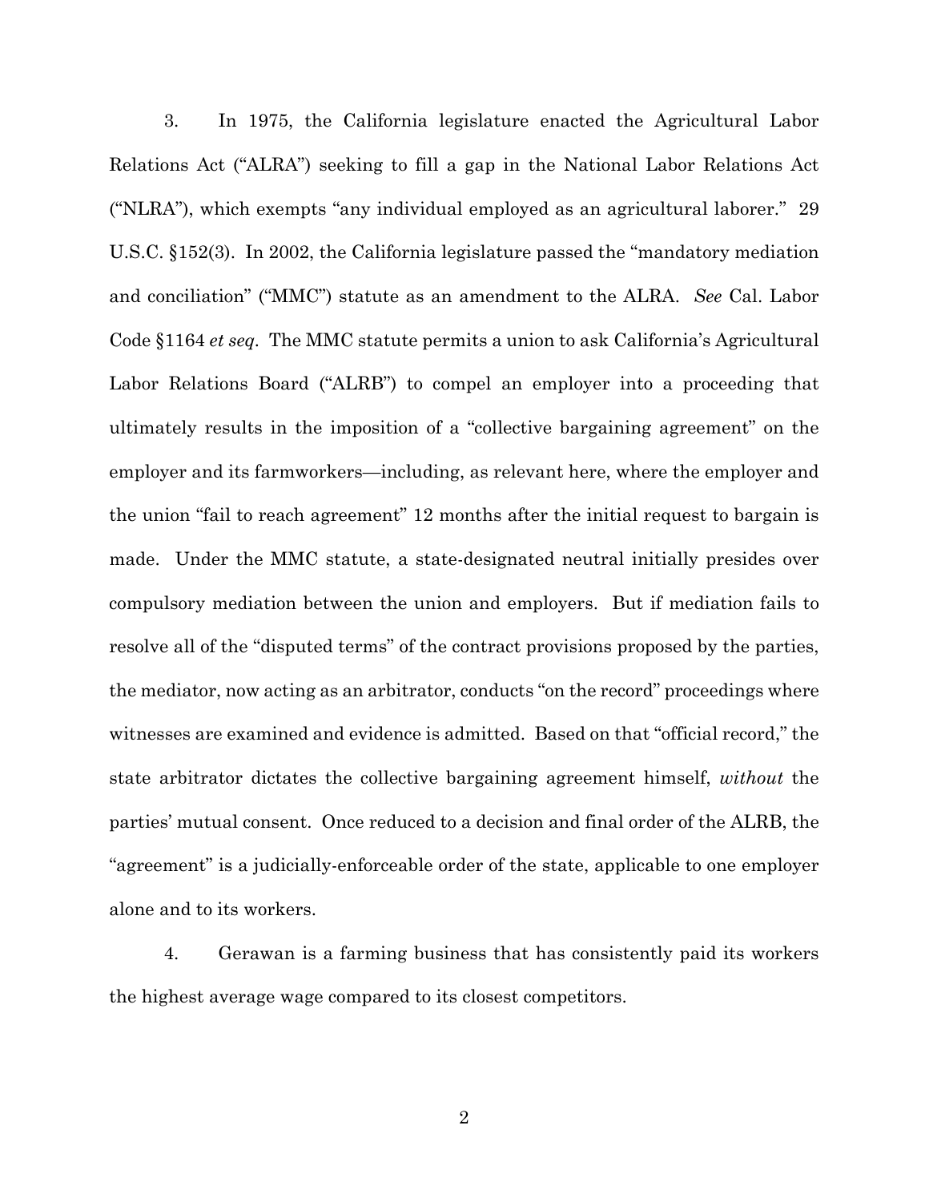3. In 1975, the California legislature enacted the Agricultural Labor Relations Act ("ALRA") seeking to fill a gap in the National Labor Relations Act ("NLRA"), which exempts "any individual employed as an agricultural laborer." 29 U.S.C. §152(3). In 2002, the California legislature passed the "mandatory mediation and conciliation" ("MMC") statute as an amendment to the ALRA. *See* Cal. Labor Code §1164 *et seq*. The MMC statute permits a union to ask California's Agricultural Labor Relations Board ("ALRB") to compel an employer into a proceeding that ultimately results in the imposition of a "collective bargaining agreement" on the employer and its farmworkers—including, as relevant here, where the employer and the union "fail to reach agreement" 12 months after the initial request to bargain is made. Under the MMC statute, a state-designated neutral initially presides over compulsory mediation between the union and employers. But if mediation fails to resolve all of the "disputed terms" of the contract provisions proposed by the parties, the mediator, now acting as an arbitrator, conducts "on the record" proceedings where witnesses are examined and evidence is admitted. Based on that "official record," the state arbitrator dictates the collective bargaining agreement himself, *without* the parties' mutual consent. Once reduced to a decision and final order of the ALRB, the "agreement" is a judicially-enforceable order of the state, applicable to one employer alone and to its workers.

4. Gerawan is a farming business that has consistently paid its workers the highest average wage compared to its closest competitors.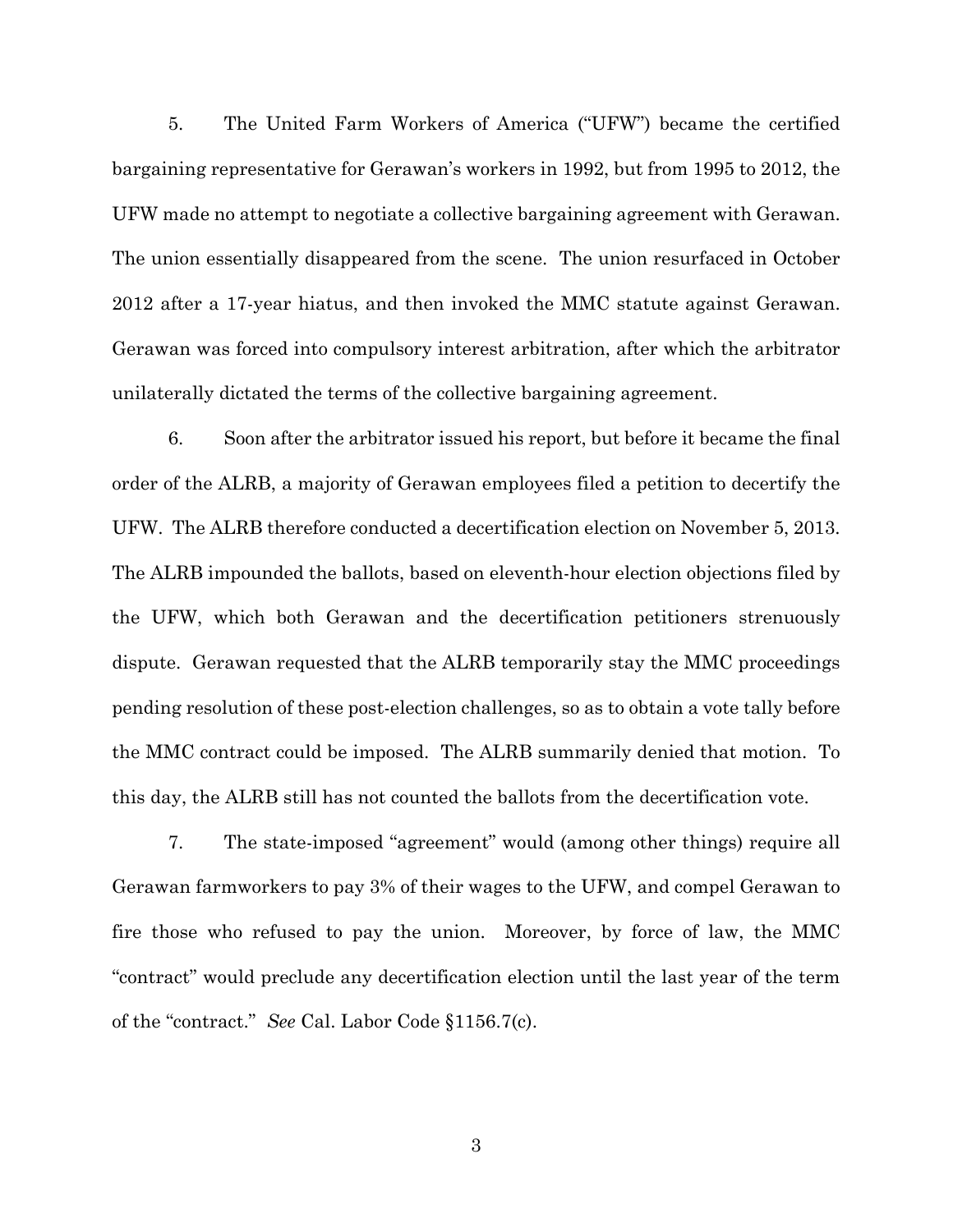5. The United Farm Workers of America ("UFW") became the certified bargaining representative for Gerawan's workers in 1992, but from 1995 to 2012, the UFW made no attempt to negotiate a collective bargaining agreement with Gerawan. The union essentially disappeared from the scene. The union resurfaced in October 2012 after a 17-year hiatus, and then invoked the MMC statute against Gerawan. Gerawan was forced into compulsory interest arbitration, after which the arbitrator unilaterally dictated the terms of the collective bargaining agreement.

6. Soon after the arbitrator issued his report, but before it became the final order of the ALRB, a majority of Gerawan employees filed a petition to decertify the UFW. The ALRB therefore conducted a decertification election on November 5, 2013. The ALRB impounded the ballots, based on eleventh-hour election objections filed by the UFW, which both Gerawan and the decertification petitioners strenuously dispute. Gerawan requested that the ALRB temporarily stay the MMC proceedings pending resolution of these post-election challenges, so as to obtain a vote tally before the MMC contract could be imposed. The ALRB summarily denied that motion. To this day, the ALRB still has not counted the ballots from the decertification vote.

7. The state-imposed "agreement" would (among other things) require all Gerawan farmworkers to pay 3% of their wages to the UFW, and compel Gerawan to fire those who refused to pay the union. Moreover, by force of law, the MMC "contract" would preclude any decertification election until the last year of the term of the "contract." *See* Cal. Labor Code §1156.7(c).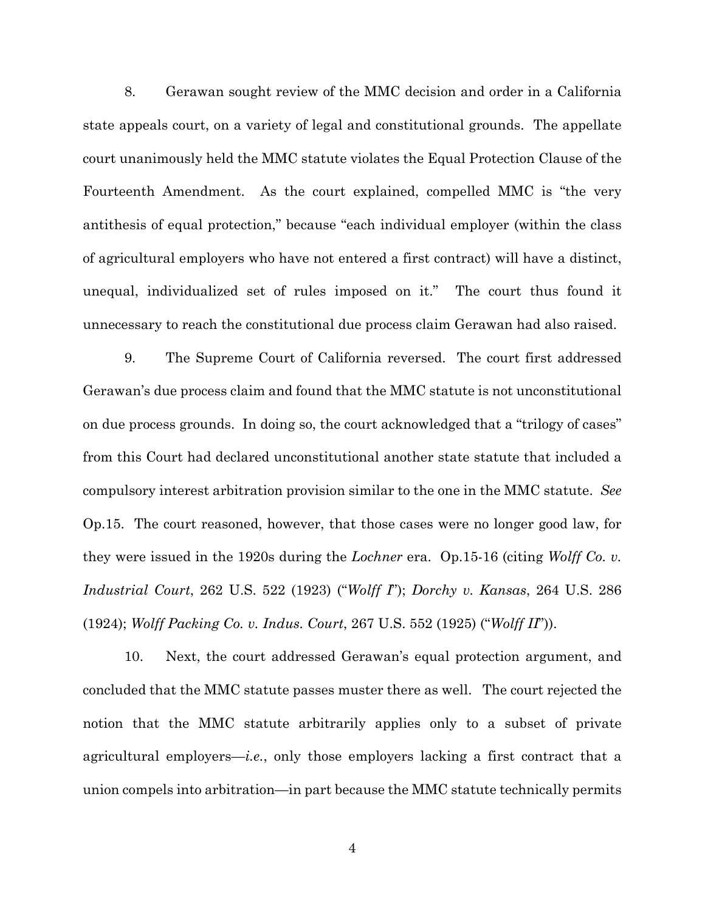8. Gerawan sought review of the MMC decision and order in a California state appeals court, on a variety of legal and constitutional grounds. The appellate court unanimously held the MMC statute violates the Equal Protection Clause of the Fourteenth Amendment. As the court explained, compelled MMC is "the very antithesis of equal protection," because "each individual employer (within the class of agricultural employers who have not entered a first contract) will have a distinct, unequal, individualized set of rules imposed on it." The court thus found it unnecessary to reach the constitutional due process claim Gerawan had also raised.

9. The Supreme Court of California reversed. The court first addressed Gerawan's due process claim and found that the MMC statute is not unconstitutional on due process grounds. In doing so, the court acknowledged that a "trilogy of cases" from this Court had declared unconstitutional another state statute that included a compulsory interest arbitration provision similar to the one in the MMC statute. *See* Op.15. The court reasoned, however, that those cases were no longer good law, for they were issued in the 1920s during the *Lochner* era. Op.15-16 (citing *Wolff Co. v. Industrial Court*, 262 U.S. 522 (1923) ("*Wolff I*"); *Dorchy v. Kansas*, 264 U.S. 286 (1924); *Wolff Packing Co. v. Indus. Court*, 267 U.S. 552 (1925) ("*Wolff II*")).

10. Next, the court addressed Gerawan's equal protection argument, and concluded that the MMC statute passes muster there as well. The court rejected the notion that the MMC statute arbitrarily applies only to a subset of private agricultural employers—*i.e.*, only those employers lacking a first contract that a union compels into arbitration—in part because the MMC statute technically permits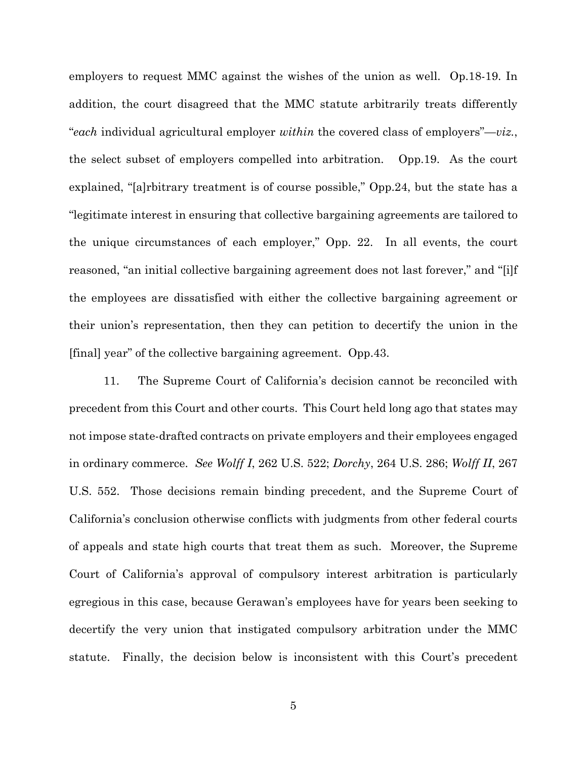employers to request MMC against the wishes of the union as well. Op.18-19. In addition, the court disagreed that the MMC statute arbitrarily treats differently "*each* individual agricultural employer *within* the covered class of employers"—*viz.*, the select subset of employers compelled into arbitration. Opp.19. As the court explained, "[a]rbitrary treatment is of course possible," Opp.24, but the state has a "legitimate interest in ensuring that collective bargaining agreements are tailored to the unique circumstances of each employer," Opp. 22. In all events, the court reasoned, "an initial collective bargaining agreement does not last forever," and "[i]f the employees are dissatisfied with either the collective bargaining agreement or their union's representation, then they can petition to decertify the union in the [final] year" of the collective bargaining agreement. Opp.43.

11. The Supreme Court of California's decision cannot be reconciled with precedent from this Court and other courts. This Court held long ago that states may not impose state-drafted contracts on private employers and their employees engaged in ordinary commerce. *See Wolff I*, 262 U.S. 522; *Dorchy*, 264 U.S. 286; *Wolff II*, 267 U.S. 552. Those decisions remain binding precedent, and the Supreme Court of California's conclusion otherwise conflicts with judgments from other federal courts of appeals and state high courts that treat them as such. Moreover, the Supreme Court of California's approval of compulsory interest arbitration is particularly egregious in this case, because Gerawan's employees have for years been seeking to decertify the very union that instigated compulsory arbitration under the MMC statute. Finally, the decision below is inconsistent with this Court's precedent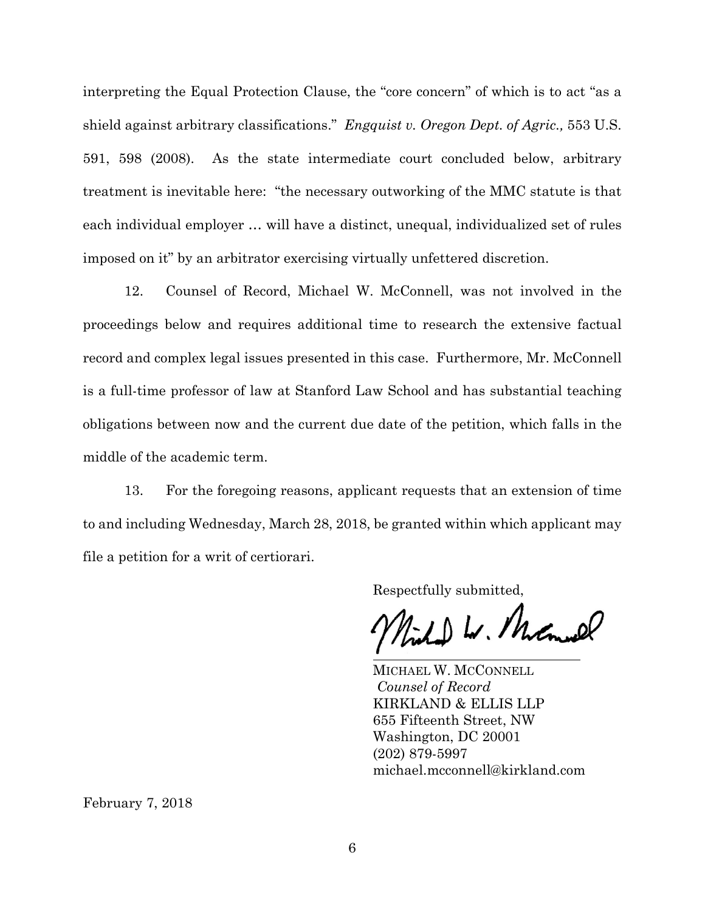interpreting the Equal Protection Clause, the "core concern" of which is to act "as a shield against arbitrary classifications." *Engquist v. Oregon Dept. of Agric.,* 553 U.S. 591, 598 (2008). As the state intermediate court concluded below, arbitrary treatment is inevitable here: "the necessary outworking of the MMC statute is that each individual employer … will have a distinct, unequal, individualized set of rules imposed on it" by an arbitrator exercising virtually unfettered discretion.

12. Counsel of Record, Michael W. McConnell, was not involved in the proceedings below and requires additional time to research the extensive factual record and complex legal issues presented in this case. Furthermore, Mr. McConnell is a full-time professor of law at Stanford Law School and has substantial teaching obligations between now and the current due date of the petition, which falls in the middle of the academic term.

13. For the foregoing reasons, applicant requests that an extension of time to and including Wednesday, March 28, 2018, be granted within which applicant may file a petition for a writ of certiorari.

Respectfully submitted,

MICHAEL W. MCCONNELL
*Counsel of Record*
KIRKLAND & ELLIS LLP
655 Fifteenth Street, NW
Washington, DC 20001
(202) 879-5997
michael.mcconnell@kirkland.com

February 7, 2018